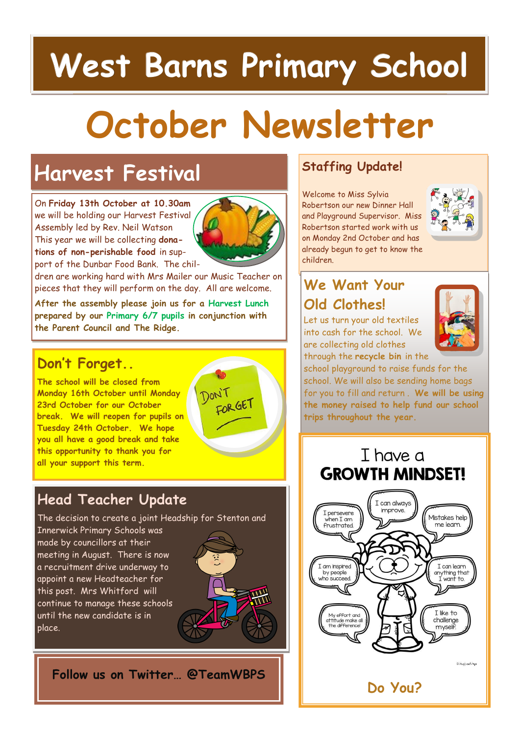# West Barns Primary School

# October Newsletter

## Harvest Festival

On **Friday 13th October at 10.30am** we will be holding our Harvest Festival Assembly led by Rev. Neil Watson. This year we will be collecting **donations of non-perishable food** in support of the Dunbar Food Bank. The children are working hard with Mrs Mailer our Music Teacher on pieces that they will perform on the day. All are welcome.

**After the assembly please join us for a Harvest Lunch prepared by our Primary 6/7 pupils in conjunction with the Parent Council and The Ridge.**

## Don't Forget..

**The school will be closed from Monday 16th October until Monday 23rd October for our October break. We will reopen for pupils on Tuesday 24th October. We hope you all have a good break and take this opportunity to thank you for all your support this term.**

## Head Teacher Update

The decision to create a joint Headship for Stenton and Innerwick Primary Schools was made by councillors at their meeting in August. There is now a recruitment drive underway to appoint a new Headteacher for this post. Mrs Whitford will continue to manage these schools until the new candidate is in place.

**Follow us on Twitter… @TeamWBPS**

## Staffing Update!

Welcome to Miss Sylvia Robertson our new Dinner Hall and Playground Supervisor. Miss Robertson started work with us on Monday 2nd October and has already begun to get to know the children.

## We Want Your Old Clothes!

Let us turn your old textiles into cash for the school. We are collecting old clothes through the **recycle bin** in the school playground to raise funds for the school. We will also be sending home bags for you to fill and return. **We will be using the money raised to help fund our school trips throughout the year.**

I have a
**GROWTH MINDSET!**

I persevere when I am frustrated.
I can always improve.
Mistakes help me learn.
I am inspired by people who succeed.
I can learn anything that I want to.
My effort and attitude make all the difference!
I like to challenge myself.

**Do You?**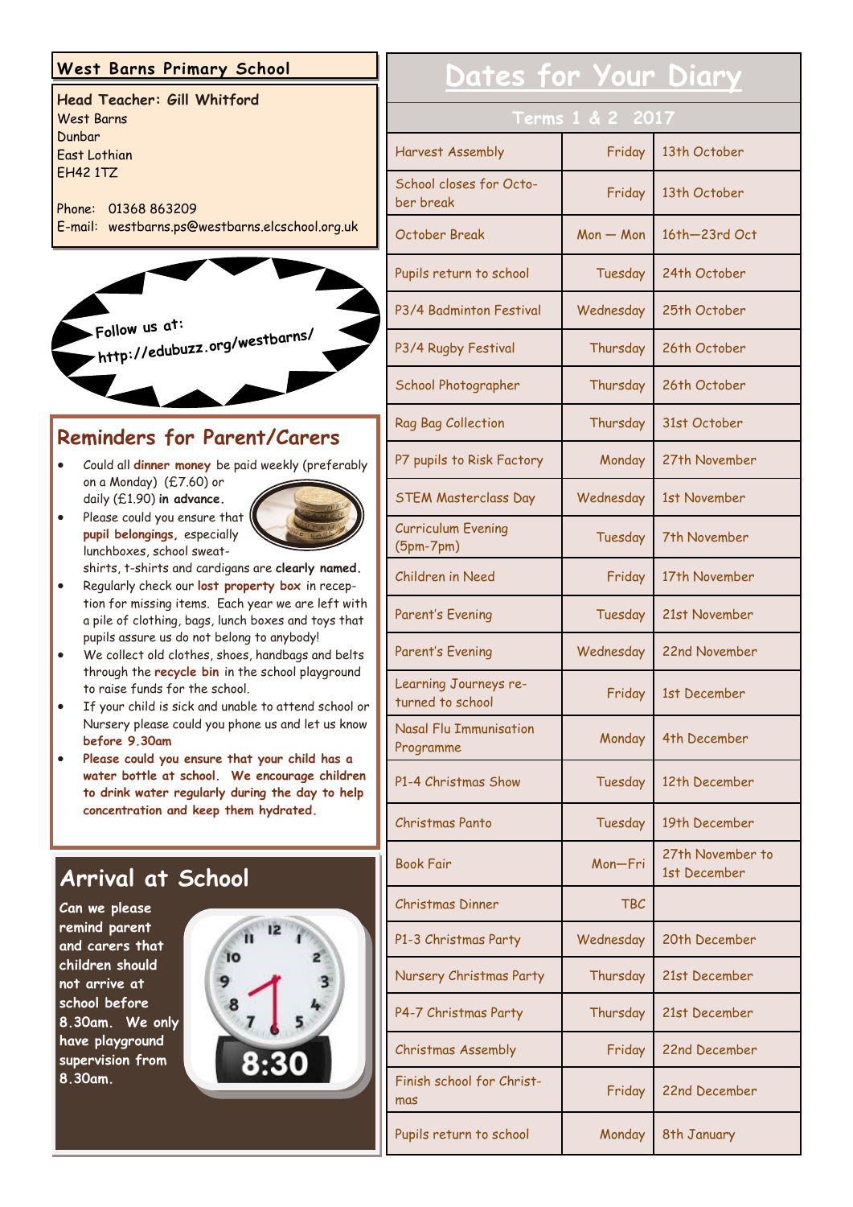## West Barns Primary School

**Head Teacher: Gill Whitford**
West Barns
Dunbar
East Lothian
EH42 1TZ

Phone: 01368 863209
E-mail: westbarns.ps@westbarns.elcschool.org.uk

Follow us at:
http://edubuzz.org/westbarns/

## Reminders for Parent/Carers

- Could all **dinner money** be paid weekly (preferably on a Monday) (£7.60) or daily (£1.90) **in advance.**
- Please could you ensure that **pupil belongings**, especially lunchboxes, school sweatshirts, t-shirts and cardigans are **clearly named.**
- Regularly check our **lost property box** in reception for missing items. Each year we are left with a pile of clothing, bags, lunch boxes and toys that pupils assure us do not belong to anybody!
- We collect old clothes, shoes, handbags and belts through the **recycle bin** in the school playground to raise funds for the school.
- If your child is sick and unable to attend school or Nursery please could you phone us and let us know **before 9.30am**
- **Please could you ensure that your child has a water bottle at school. We encourage children to drink water regularly during the day to help concentration and keep them hydrated.**

## Arrival at School

**Can we please remind parent and carers that children should not arrive at school before 8.30am. We only have playground supervision from 8.30am.**

# Dates for Your Diary

## Terms 1 & 2 2017

| | | |
|---|---|---|
| Harvest Assembly | Friday | 13th October |
| School closes for October break | Friday | 13th October |
| October Break | Mon — Mon | 16th—23rd Oct |
| Pupils return to school | Tuesday | 24th October |
| P3/4 Badminton Festival | Wednesday | 25th October |
| P3/4 Rugby Festival | Thursday | 26th October |
| School Photographer | Thursday | 26th October |
| Rag Bag Collection | Thursday | 31st October |
| P7 pupils to Risk Factory | Monday | 27th November |
| STEM Masterclass Day | Wednesday | 1st November |
| Curriculum Evening (5pm-7pm) | Tuesday | 7th November |
| Children in Need | Friday | 17th November |
| Parent's Evening | Tuesday | 21st November |
| Parent's Evening | Wednesday | 22nd November |
| Learning Journeys returned to school | Friday | 1st December |
| Nasal Flu Immunisation Programme | Monday | 4th December |
| P1-4 Christmas Show | Tuesday | 12th December |
| Christmas Panto | Tuesday | 19th December |
| Book Fair | Mon—Fri | 27th November to 1st December |
| Christmas Dinner | TBC | |
| P1-3 Christmas Party | Wednesday | 20th December |
| Nursery Christmas Party | Thursday | 21st December |
| P4-7 Christmas Party | Thursday | 21st December |
| Christmas Assembly | Friday | 22nd December |
| Finish school for Christmas | Friday | 22nd December |
| Pupils return to school | Monday | 8th January |